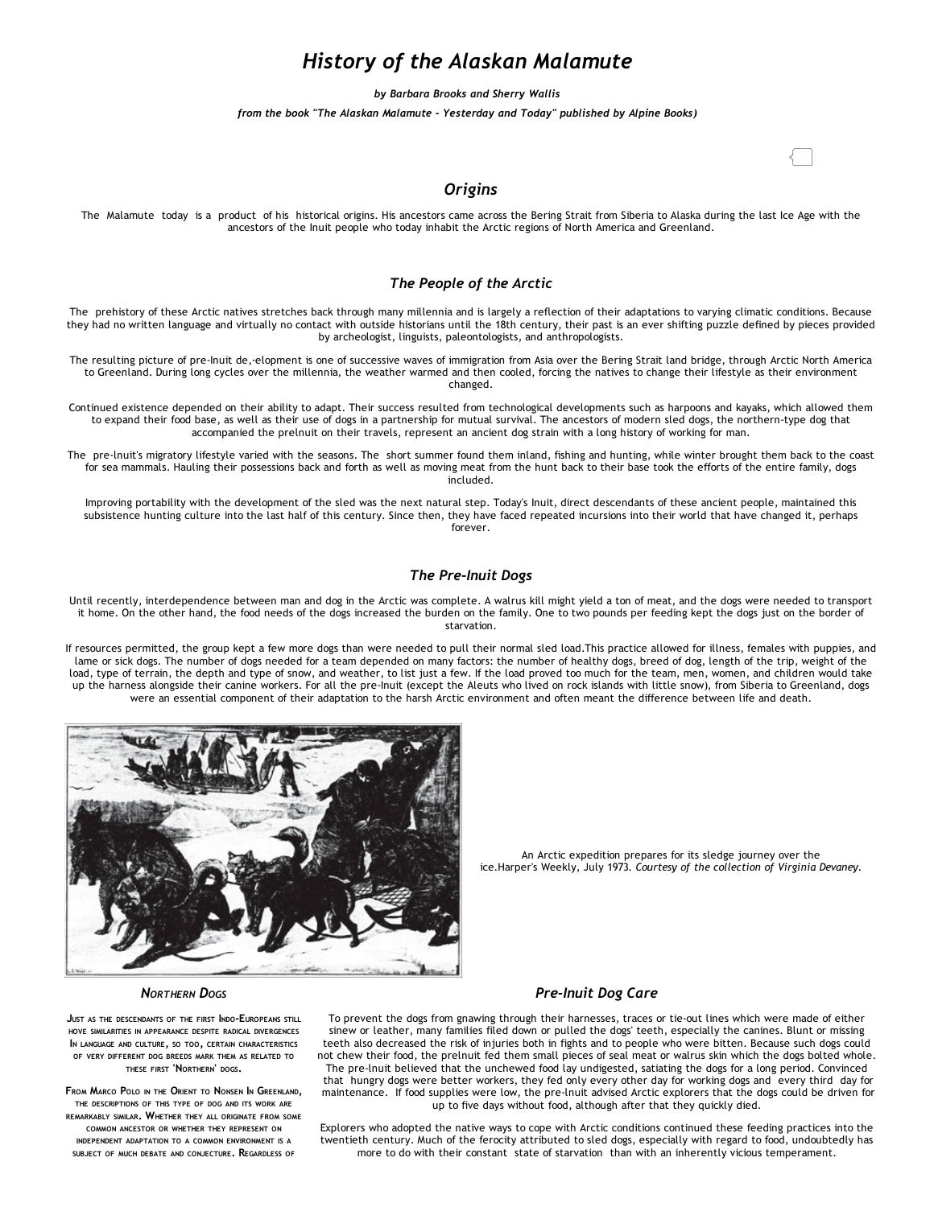# History of the Alaskan Malamute

***by Barbara Brooks and Sherry Wallis***

***from the book "The Alaskan Malamute - Yesterday and Today" published by Alpine Books)***

## *Origins*

The Malamute today is a product of his historical origins. His ancestors came across the Bering Strait from Siberia to Alaska during the last Ice Age with the ancestors of the Inuit people who today inhabit the Arctic regions of North America and Greenland.

## *The People of the Arctic*

The prehistory of these Arctic natives stretches back through many millennia and is largely a reflection of their adaptations to varying climatic conditions. Because they had no written language and virtually no contact with outside historians until the 18th century, their past is an ever shifting puzzle defined by pieces provided by archeologist, linguists, paleontologists, and anthropologists.

The resulting picture of pre-Inuit de,·elopment is one of successive waves of immigration from Asia over the Bering Strait land bridge, through Arctic North America to Greenland. During long cycles over the millennia, the weather warmed and then cooled, forcing the natives to change their lifestyle as their environment changed.

Continued existence depended on their ability to adapt. Their success resulted from technological developments such as harpoons and kayaks, which allowed them to expand their food base, as well as their use of dogs in a partnership for mutual survival. The ancestors of modern sled dogs, the northern-type dog that accompanied the prelnuit on their travels, represent an ancient dog strain with a long history of working for man.

The pre-lnuit's migratory lifestyle varied with the seasons. The short summer found them inland, fishing and hunting, while winter brought them back to the coast for sea mammals. Hauling their possessions back and forth as well as moving meat from the hunt back to their base took the efforts of the entire family, dogs included.

Improving portability with the development of the sled was the next natural step. Today's Inuit, direct descendants of these ancient people, maintained this subsistence hunting culture into the last half of this century. Since then, they have faced repeated incursions into their world that have changed it, perhaps forever.

## *The Pre-Inuit Dogs*

Until recently, interdependence between man and dog in the Arctic was complete. A walrus kill might yield a ton of meat, and the dogs were needed to transport it home. On the other hand, the food needs of the dogs increased the burden on the family. One to two pounds per feeding kept the dogs just on the border of starvation.

If resources permitted, the group kept a few more dogs than were needed to pull their normal sled load.This practice allowed for illness, females with puppies, and lame or sick dogs. The number of dogs needed for a team depended on many factors: the number of healthy dogs, breed of dog, length of the trip, weight of the load, type of terrain, the depth and type of snow, and weather, to list just a few. If the load proved too much for the team, men, women, and children would take up the harness alongside their canine workers. For all the pre-Inuit (except the Aleuts who lived on rock islands with little snow), from Siberia to Greenland, dogs were an essential component of their adaptation to the harsh Arctic environment and often meant the difference between life and death.

An Arctic expedition prepares for its sledge journey over the ice.Harper's Weekly, July 1973. *Courtesy of the collection of Virginia Devaney.*

### *Northern Dogs*

Just as the descendants of the first Indo-Europeans still hove similarities in appearance despite radical divergences in language and culture, so too, certain characteristics of very different dog breeds mark them as related to these first 'Northern' dogs.

From Marco Polo in the Orient to Nonsen In Greenland, the descriptions of this type of dog and its work are remarkably similar. Whether they all originate from some common ancestor or whether they represent on independent adaptation to a common environment is a subject of much debate and conjecture. Regardless of

## *Pre-Inuit Dog Care*

To prevent the dogs from gnawing through their harnesses, traces or tie-out lines which were made of either sinew or leather, many families filed down or pulled the dogs' teeth, especially the canines. Blunt or missing teeth also decreased the risk of injuries both in fights and to people who were bitten. Because such dogs could not chew their food, the prelnuit fed them small pieces of seal meat or walrus skin which the dogs bolted whole. The pre-lnuit believed that the unchewed food lay undigested, satiating the dogs for a long period. Convinced that hungry dogs were better workers, they fed only every other day for working dogs and every third day for maintenance. If food supplies were low, the pre-lnuit advised Arctic explorers that the dogs could be driven for up to five days without food, although after that they quickly died.

Explorers who adopted the native ways to cope with Arctic conditions continued these feeding practices into the twentieth century. Much of the ferocity attributed to sled dogs, especially with regard to food, undoubtedly has more to do with their constant state of starvation than with an inherently vicious temperament.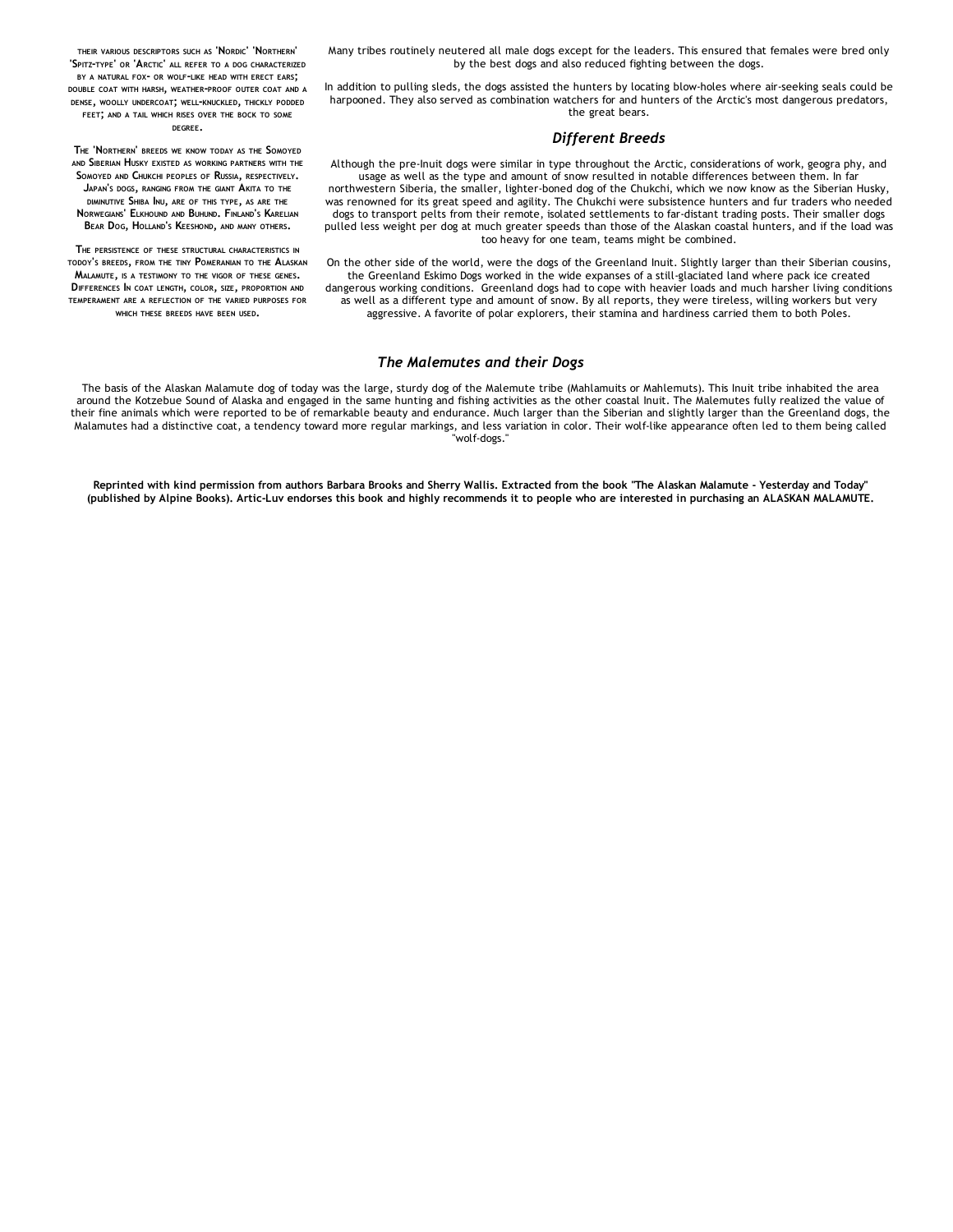their various descriptors such as 'Nordic' 'Northern' 'Spitz-type' or 'Arctic' all refer to a dog characterized by a natural fox- or wolf-like head with erect ears; double coat with harsh, weather-proof outer coat and a dense, woolly undercoat; well-knuckled, thickly podded feet; and a tail which rises over the bock to some degree.

The 'Northern' breeds we know today as the Somoyed and Siberian Husky existed as working partners with the Somoyed and Chukchi peoples of Russia, respectively. Japan's dogs, ranging from the giant Akita to the diminutive Shiba Inu, are of this type, as are the Norwegians' Elkhound and Buhund. Finland's Karelian Bear Dog, Holland's Keeshond, and many others.

The persistence of these structural characteristics in todoy's breeds, from the tiny Pomeranian to the Alaskan Malamute, is a testimony to the vigor of these genes. Differences In coat length, color, size, proportion and temperament are a reflection of the varied purposes for which these breeds have been used.

Many tribes routinely neutered all male dogs except for the leaders. This ensured that females were bred only by the best dogs and also reduced fighting between the dogs.

In addition to pulling sleds, the dogs assisted the hunters by locating blow-holes where air-seeking seals could be harpooned. They also served as combination watchers for and hunters of the Arctic's most dangerous predators, the great bears.

### *Different Breeds*

Although the pre-Inuit dogs were similar in type throughout the Arctic, considerations of work, geogra phy, and usage as well as the type and amount of snow resulted in notable differences between them. In far northwestern Siberia, the smaller, lighter-boned dog of the Chukchi, which we now know as the Siberian Husky, was renowned for its great speed and agility. The Chukchi were subsistence hunters and fur traders who needed dogs to transport pelts from their remote, isolated settlements to far-distant trading posts. Their smaller dogs pulled less weight per dog at much greater speeds than those of the Alaskan coastal hunters, and if the load was too heavy for one team, teams might be combined.

On the other side of the world, were the dogs of the Greenland Inuit. Slightly larger than their Siberian cousins, the Greenland Eskimo Dogs worked in the wide expanses of a still-glaciated land where pack ice created dangerous working conditions. Greenland dogs had to cope with heavier loads and much harsher living conditions as well as a different type and amount of snow. By all reports, they were tireless, willing workers but very aggressive. A favorite of polar explorers, their stamina and hardiness carried them to both Poles.

### *The Malemutes and their Dogs*

The basis of the Alaskan Malamute dog of today was the large, sturdy dog of the Malemute tribe (Mahlamuits or Mahlemuts). This Inuit tribe inhabited the area around the Kotzebue Sound of Alaska and engaged in the same hunting and fishing activities as the other coastal Inuit. The Malemutes fully realized the value of their fine animals which were reported to be of remarkable beauty and endurance. Much larger than the Siberian and slightly larger than the Greenland dogs, the Malamutes had a distinctive coat, a tendency toward more regular markings, and less variation in color. Their wolf-like appearance often led to them being called "wolf-dogs."

**Reprinted with kind permission from authors Barbara Brooks and Sherry Wallis. Extracted from the book "The Alaskan Malamute - Yesterday and Today" (published by Alpine Books). Artic-Luv endorses this book and highly recommends it to people who are interested in purchasing an ALASKAN MALAMUTE.**